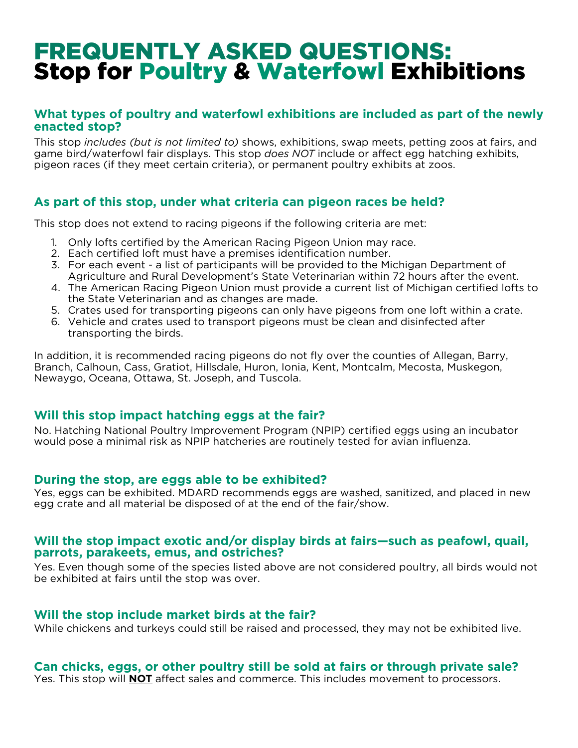# FREQUENTLY ASKED QUESTIONS: Stop for Poultry & Waterfowl Exhibitions

## What types of poultry and waterfowl exhibitions are included as part of the newly enacted stop?

This stop *includes (but is not limited to)* shows, exhibitions, swap meets, petting zoos at fairs, and game bird/waterfowl fair displays. This stop *does NOT* include or affect egg hatching exhibits, pigeon races (if they meet certain criteria), or permanent poultry exhibits at zoos.

## As part of this stop, under what criteria can pigeon races be held?

This stop does not extend to racing pigeons if the following criteria are met:

1. Only lofts certified by the American Racing Pigeon Union may race.
2. Each certified loft must have a premises identification number.
3. For each event - a list of participants will be provided to the Michigan Department of Agriculture and Rural Development's State Veterinarian within 72 hours after the event.
4. The American Racing Pigeon Union must provide a current list of Michigan certified lofts to the State Veterinarian and as changes are made.
5. Crates used for transporting pigeons can only have pigeons from one loft within a crate.
6. Vehicle and crates used to transport pigeons must be clean and disinfected after transporting the birds.

In addition, it is recommended racing pigeons do not fly over the counties of Allegan, Barry, Branch, Calhoun, Cass, Gratiot, Hillsdale, Huron, Ionia, Kent, Montcalm, Mecosta, Muskegon, Newaygo, Oceana, Ottawa, St. Joseph, and Tuscola.

## Will this stop impact hatching eggs at the fair?

No. Hatching National Poultry Improvement Program (NPIP) certified eggs using an incubator would pose a minimal risk as NPIP hatcheries are routinely tested for avian influenza.

## During the stop, are eggs able to be exhibited?

Yes, eggs can be exhibited. MDARD recommends eggs are washed, sanitized, and placed in new egg crate and all material be disposed of at the end of the fair/show.

## Will the stop impact exotic and/or display birds at fairs—such as peafowl, quail, parrots, parakeets, emus, and ostriches?

Yes. Even though some of the species listed above are not considered poultry, all birds would not be exhibited at fairs until the stop was over.

## Will the stop include market birds at the fair?

While chickens and turkeys could still be raised and processed, they may not be exhibited live.

## Can chicks, eggs, or other poultry still be sold at fairs or through private sale?

Yes. This stop will **NOT** affect sales and commerce. This includes movement to processors.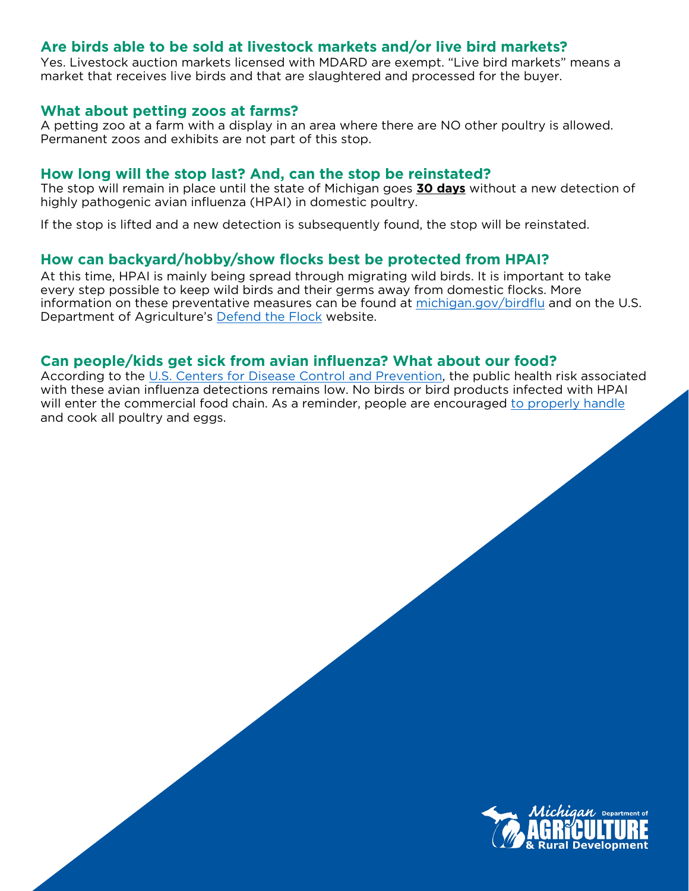## Are birds able to be sold at livestock markets and/or live bird markets?

Yes. Livestock auction markets licensed with MDARD are exempt. "Live bird markets" means a market that receives live birds and that are slaughtered and processed for the buyer.

## What about petting zoos at farms?

A petting zoo at a farm with a display in an area where there are NO other poultry is allowed. Permanent zoos and exhibits are not part of this stop.

## How long will the stop last? And, can the stop be reinstated?

The stop will remain in place until the state of Michigan goes **30 days** without a new detection of highly pathogenic avian influenza (HPAI) in domestic poultry.

If the stop is lifted and a new detection is subsequently found, the stop will be reinstated.

## How can backyard/hobby/show flocks best be protected from HPAI?

At this time, HPAI is mainly being spread through migrating wild birds. It is important to take every step possible to keep wild birds and their germs away from domestic flocks. More information on these preventative measures can be found at michigan.gov/birdflu and on the U.S. Department of Agriculture's Defend the Flock website.

## Can people/kids get sick from avian influenza? What about our food?

According to the U.S. Centers for Disease Control and Prevention, the public health risk associated with these avian influenza detections remains low. No birds or bird products infected with HPAI will enter the commercial food chain. As a reminder, people are encouraged to properly handle and cook all poultry and eggs.

Michigan Department of Agriculture & Rural Development